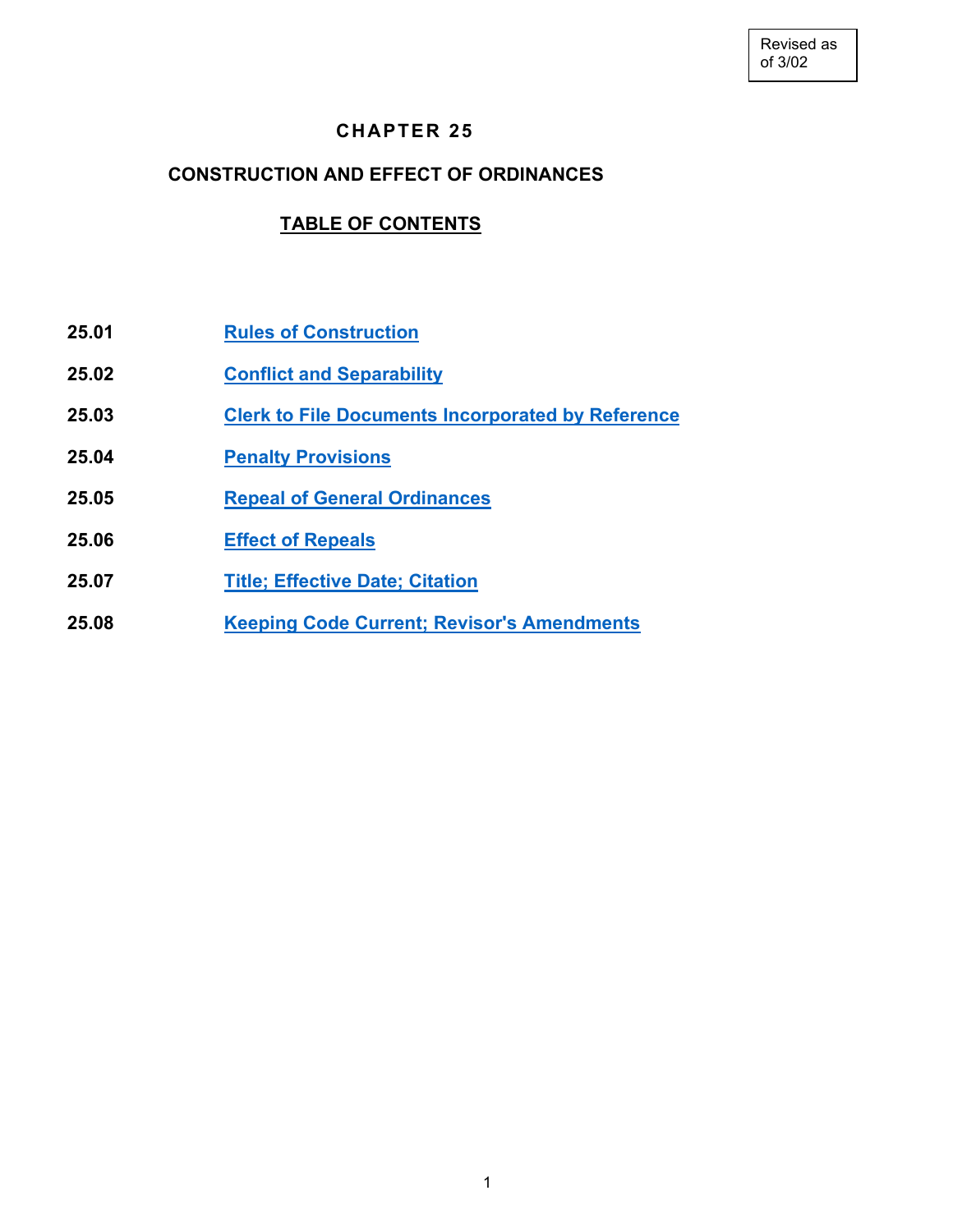Revised as of 3/02

# CHAPTER 25

## CONSTRUCTION AND EFFECT OF ORDINANCES

### TABLE OF CONTENTS

| | |
|---|---|
| **25.01** | **Rules of Construction** |
| **25.02** | **Conflict and Separability** |
| **25.03** | **Clerk to File Documents Incorporated by Reference** |
| **25.04** | **Penalty Provisions** |
| **25.05** | **Repeal of General Ordinances** |
| **25.06** | **Effect of Repeals** |
| **25.07** | **Title; Effective Date; Citation** |
| **25.08** | **Keeping Code Current; Revisor's Amendments** |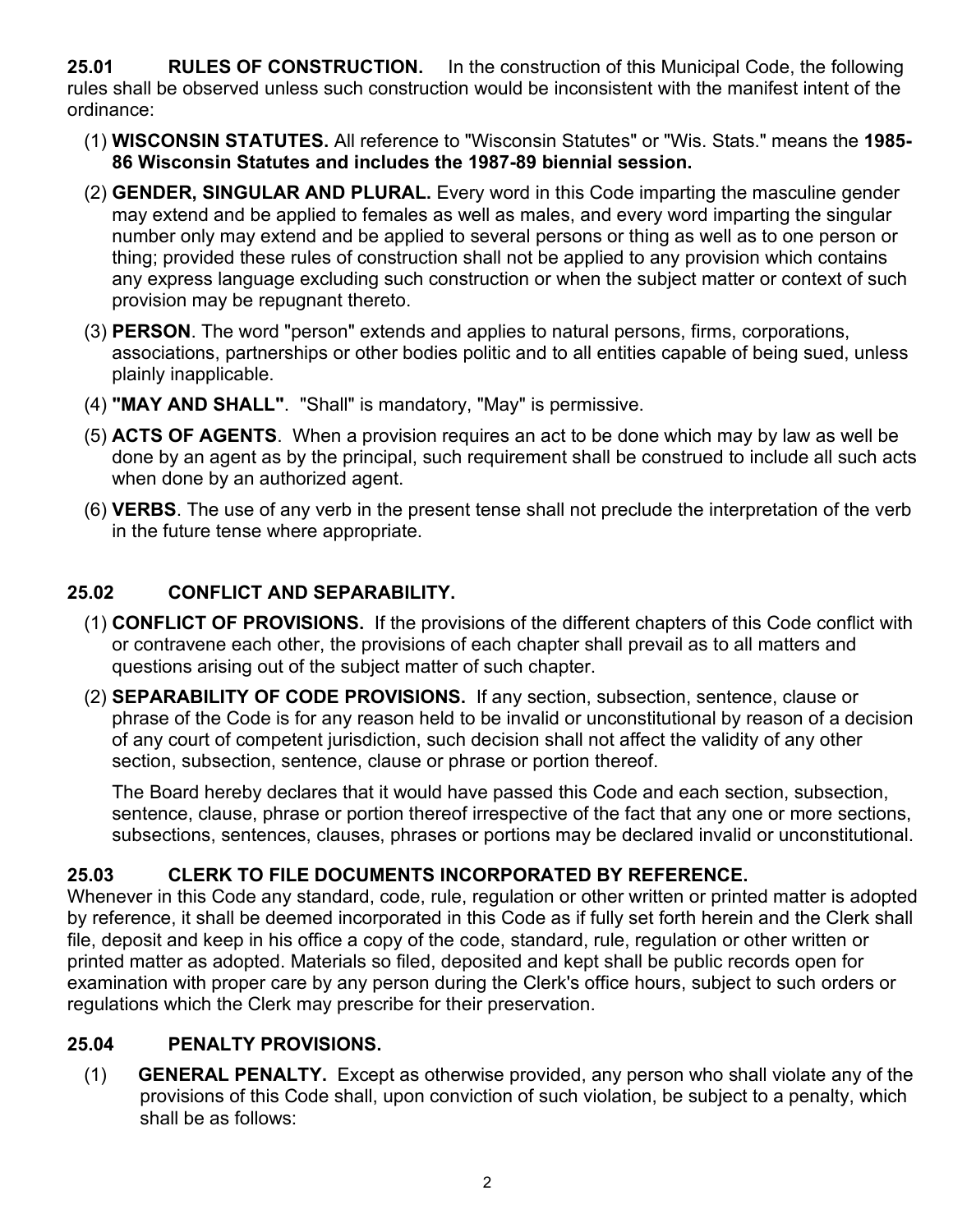**25.01 RULES OF CONSTRUCTION.** In the construction of this Municipal Code, the following rules shall be observed unless such construction would be inconsistent with the manifest intent of the ordinance:

(1) **WISCONSIN STATUTES.** All reference to "Wisconsin Statutes" or "Wis. Stats." means the **1985-86 Wisconsin Statutes and includes the 1987-89 biennial session.**

(2) **GENDER, SINGULAR AND PLURAL.** Every word in this Code imparting the masculine gender may extend and be applied to females as well as males, and every word imparting the singular number only may extend and be applied to several persons or thing as well as to one person or thing; provided these rules of construction shall not be applied to any provision which contains any express language excluding such construction or when the subject matter or context of such provision may be repugnant thereto.

(3) **PERSON**. The word "person" extends and applies to natural persons, firms, corporations, associations, partnerships or other bodies politic and to all entities capable of being sued, unless plainly inapplicable.

(4) **"MAY AND SHALL"**. "Shall" is mandatory, "May" is permissive.

(5) **ACTS OF AGENTS**. When a provision requires an act to be done which may by law as well be done by an agent as by the principal, such requirement shall be construed to include all such acts when done by an authorized agent.

(6) **VERBS**. The use of any verb in the present tense shall not preclude the interpretation of the verb in the future tense where appropriate.

**25.02 CONFLICT AND SEPARABILITY.**

(1) **CONFLICT OF PROVISIONS.** If the provisions of the different chapters of this Code conflict with or contravene each other, the provisions of each chapter shall prevail as to all matters and questions arising out of the subject matter of such chapter.

(2) **SEPARABILITY OF CODE PROVISIONS.** If any section, subsection, sentence, clause or phrase of the Code is for any reason held to be invalid or unconstitutional by reason of a decision of any court of competent jurisdiction, such decision shall not affect the validity of any other section, subsection, sentence, clause or phrase or portion thereof.

The Board hereby declares that it would have passed this Code and each section, subsection, sentence, clause, phrase or portion thereof irrespective of the fact that any one or more sections, subsections, sentences, clauses, phrases or portions may be declared invalid or unconstitutional.

**25.03 CLERK TO FILE DOCUMENTS INCORPORATED BY REFERENCE.**
Whenever in this Code any standard, code, rule, regulation or other written or printed matter is adopted by reference, it shall be deemed incorporated in this Code as if fully set forth herein and the Clerk shall file, deposit and keep in his office a copy of the code, standard, rule, regulation or other written or printed matter as adopted. Materials so filed, deposited and kept shall be public records open for examination with proper care by any person during the Clerk's office hours, subject to such orders or regulations which the Clerk may prescribe for their preservation.

**25.04 PENALTY PROVISIONS.**

(1) **GENERAL PENALTY.** Except as otherwise provided, any person who shall violate any of the provisions of this Code shall, upon conviction of such violation, be subject to a penalty, which shall be as follows: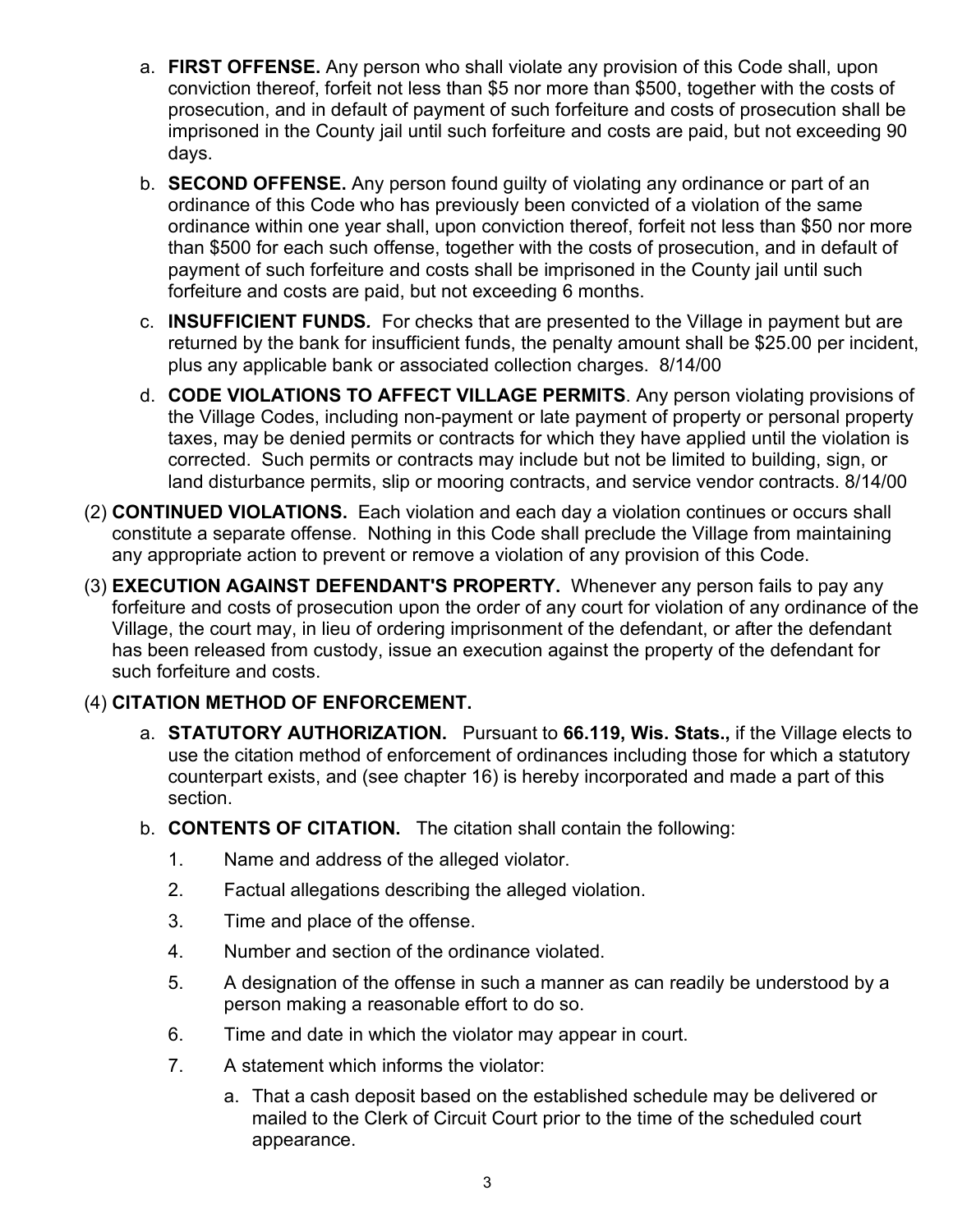a. **FIRST OFFENSE.** Any person who shall violate any provision of this Code shall, upon conviction thereof, forfeit not less than $5 nor more than $500, together with the costs of prosecution, and in default of payment of such forfeiture and costs of prosecution shall be imprisoned in the County jail until such forfeiture and costs are paid, but not exceeding 90 days.

b. **SECOND OFFENSE.** Any person found guilty of violating any ordinance or part of an ordinance of this Code who has previously been convicted of a violation of the same ordinance within one year shall, upon conviction thereof, forfeit not less than $50 nor more than $500 for each such offense, together with the costs of prosecution, and in default of payment of such forfeiture and costs shall be imprisoned in the County jail until such forfeiture and costs are paid, but not exceeding 6 months.

c. **INSUFFICIENT FUNDS.** For checks that are presented to the Village in payment but are returned by the bank for insufficient funds, the penalty amount shall be $25.00 per incident, plus any applicable bank or associated collection charges. 8/14/00

d. **CODE VIOLATIONS TO AFFECT VILLAGE PERMITS**. Any person violating provisions of the Village Codes, including non-payment or late payment of property or personal property taxes, may be denied permits or contracts for which they have applied until the violation is corrected. Such permits or contracts may include but not be limited to building, sign, or land disturbance permits, slip or mooring contracts, and service vendor contracts. 8/14/00

(2) **CONTINUED VIOLATIONS.** Each violation and each day a violation continues or occurs shall constitute a separate offense. Nothing in this Code shall preclude the Village from maintaining any appropriate action to prevent or remove a violation of any provision of this Code.

(3) **EXECUTION AGAINST DEFENDANT'S PROPERTY.** Whenever any person fails to pay any forfeiture and costs of prosecution upon the order of any court for violation of any ordinance of the Village, the court may, in lieu of ordering imprisonment of the defendant, or after the defendant has been released from custody, issue an execution against the property of the defendant for such forfeiture and costs.

(4) **CITATION METHOD OF ENFORCEMENT.**

a. **STATUTORY AUTHORIZATION.** Pursuant to **66.119, Wis. Stats.,** if the Village elects to use the citation method of enforcement of ordinances including those for which a statutory counterpart exists, and (see chapter 16) is hereby incorporated and made a part of this section.

b. **CONTENTS OF CITATION.** The citation shall contain the following:

1. Name and address of the alleged violator.
2. Factual allegations describing the alleged violation.
3. Time and place of the offense.
4. Number and section of the ordinance violated.
5. A designation of the offense in such a manner as can readily be understood by a person making a reasonable effort to do so.
6. Time and date in which the violator may appear in court.
7. A statement which informs the violator:

   a. That a cash deposit based on the established schedule may be delivered or mailed to the Clerk of Circuit Court prior to the time of the scheduled court appearance.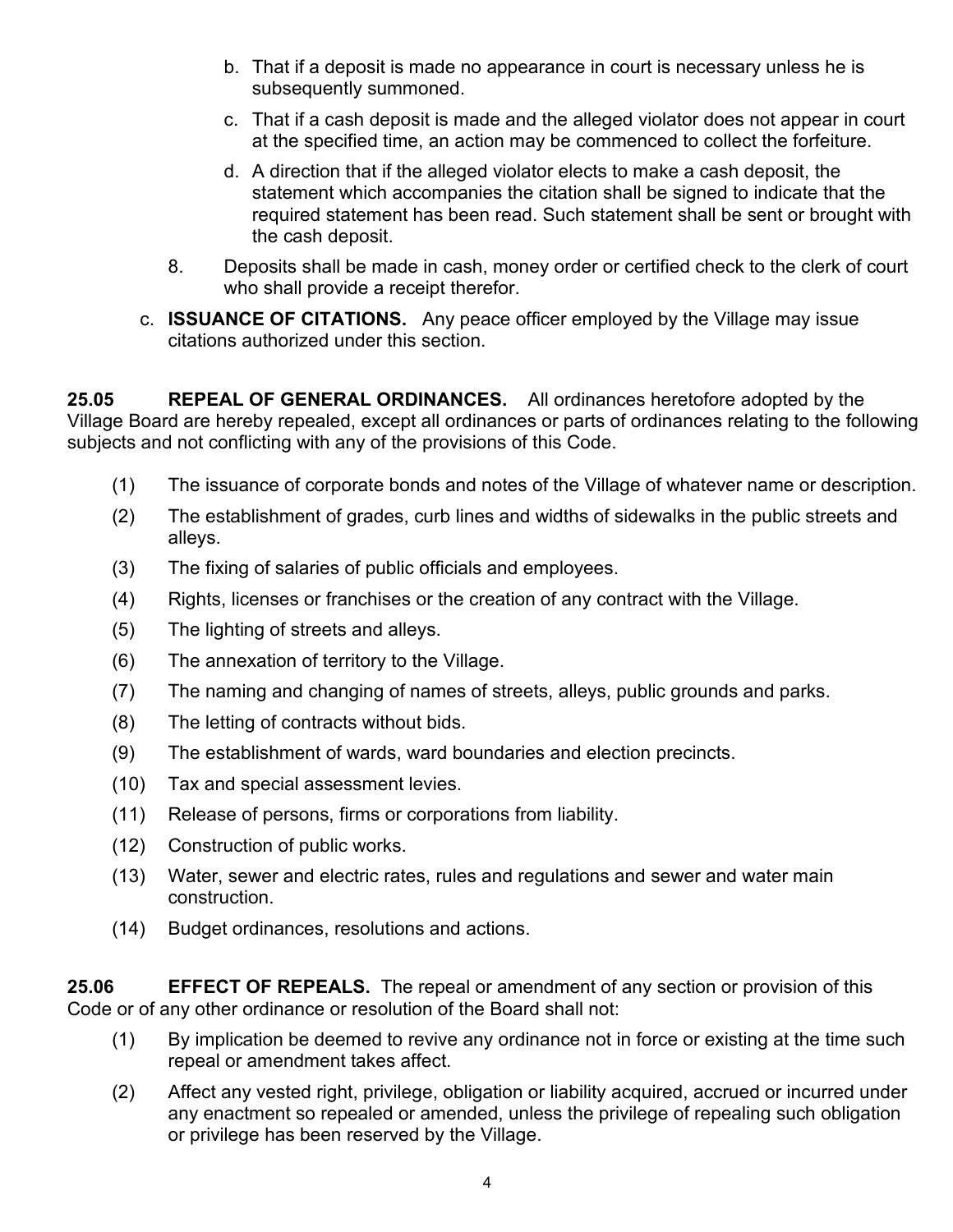b. That if a deposit is made no appearance in court is necessary unless he is subsequently summoned.

c. That if a cash deposit is made and the alleged violator does not appear in court at the specified time, an action may be commenced to collect the forfeiture.

d. A direction that if the alleged violator elects to make a cash deposit, the statement which accompanies the citation shall be signed to indicate that the required statement has been read. Such statement shall be sent or brought with the cash deposit.

8. Deposits shall be made in cash, money order or certified check to the clerk of court who shall provide a receipt therefor.

c. **ISSUANCE OF CITATIONS.** Any peace officer employed by the Village may issue citations authorized under this section.

**25.05 REPEAL OF GENERAL ORDINANCES.** All ordinances heretofore adopted by the Village Board are hereby repealed, except all ordinances or parts of ordinances relating to the following subjects and not conflicting with any of the provisions of this Code.

(1) The issuance of corporate bonds and notes of the Village of whatever name or description.

(2) The establishment of grades, curb lines and widths of sidewalks in the public streets and alleys.

(3) The fixing of salaries of public officials and employees.

(4) Rights, licenses or franchises or the creation of any contract with the Village.

(5) The lighting of streets and alleys.

(6) The annexation of territory to the Village.

(7) The naming and changing of names of streets, alleys, public grounds and parks.

(8) The letting of contracts without bids.

(9) The establishment of wards, ward boundaries and election precincts.

(10) Tax and special assessment levies.

(11) Release of persons, firms or corporations from liability.

(12) Construction of public works.

(13) Water, sewer and electric rates, rules and regulations and sewer and water main construction.

(14) Budget ordinances, resolutions and actions.

**25.06 EFFECT OF REPEALS.** The repeal or amendment of any section or provision of this Code or of any other ordinance or resolution of the Board shall not:

(1) By implication be deemed to revive any ordinance not in force or existing at the time such repeal or amendment takes affect.

(2) Affect any vested right, privilege, obligation or liability acquired, accrued or incurred under any enactment so repealed or amended, unless the privilege of repealing such obligation or privilege has been reserved by the Village.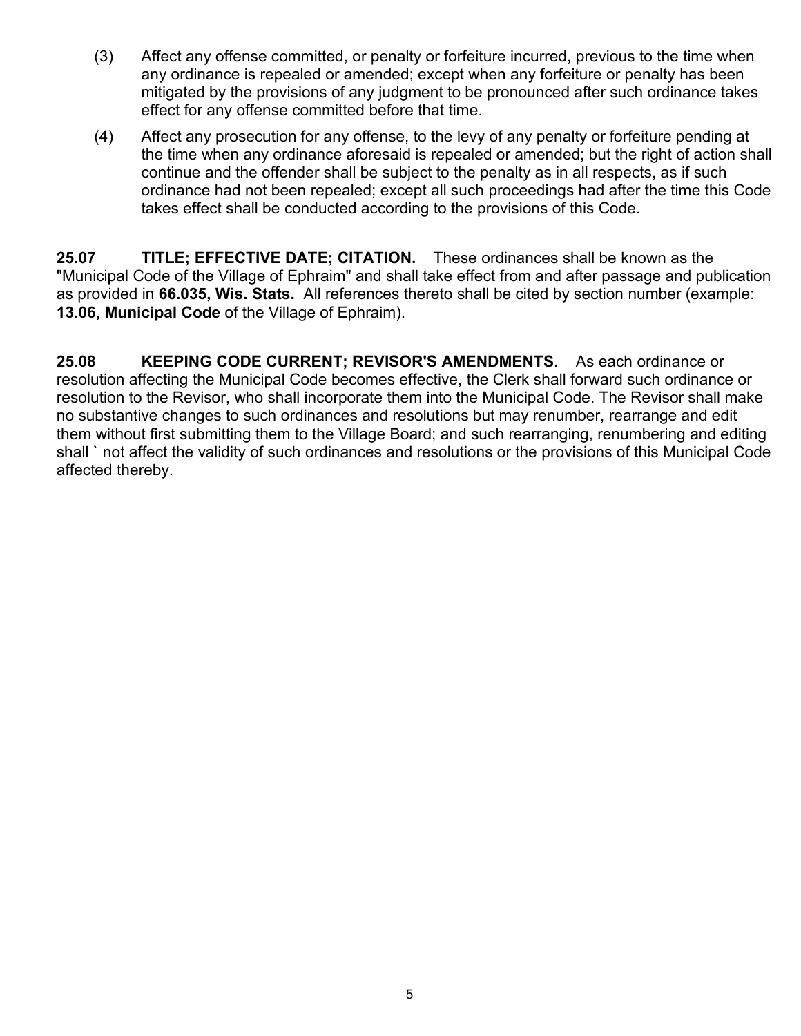(3) Affect any offense committed, or penalty or forfeiture incurred, previous to the time when any ordinance is repealed or amended; except when any forfeiture or penalty has been mitigated by the provisions of any judgment to be pronounced after such ordinance takes effect for any offense committed before that time.

(4) Affect any prosecution for any offense, to the levy of any penalty or forfeiture pending at the time when any ordinance aforesaid is repealed or amended; but the right of action shall continue and the offender shall be subject to the penalty as in all respects, as if such ordinance had not been repealed; except all such proceedings had after the time this Code takes effect shall be conducted according to the provisions of this Code.

**25.07 TITLE; EFFECTIVE DATE; CITATION.** These ordinances shall be known as the "Municipal Code of the Village of Ephraim" and shall take effect from and after passage and publication as provided in **66.035, Wis. Stats.** All references thereto shall be cited by section number (example: **13.06, Municipal Code** of the Village of Ephraim).

**25.08 KEEPING CODE CURRENT; REVISOR'S AMENDMENTS.** As each ordinance or resolution affecting the Municipal Code becomes effective, the Clerk shall forward such ordinance or resolution to the Revisor, who shall incorporate them into the Municipal Code. The Revisor shall make no substantive changes to such ordinances and resolutions but may renumber, rearrange and edit them without first submitting them to the Village Board; and such rearranging, renumbering and editing shall ` not affect the validity of such ordinances and resolutions or the provisions of this Municipal Code affected thereby.